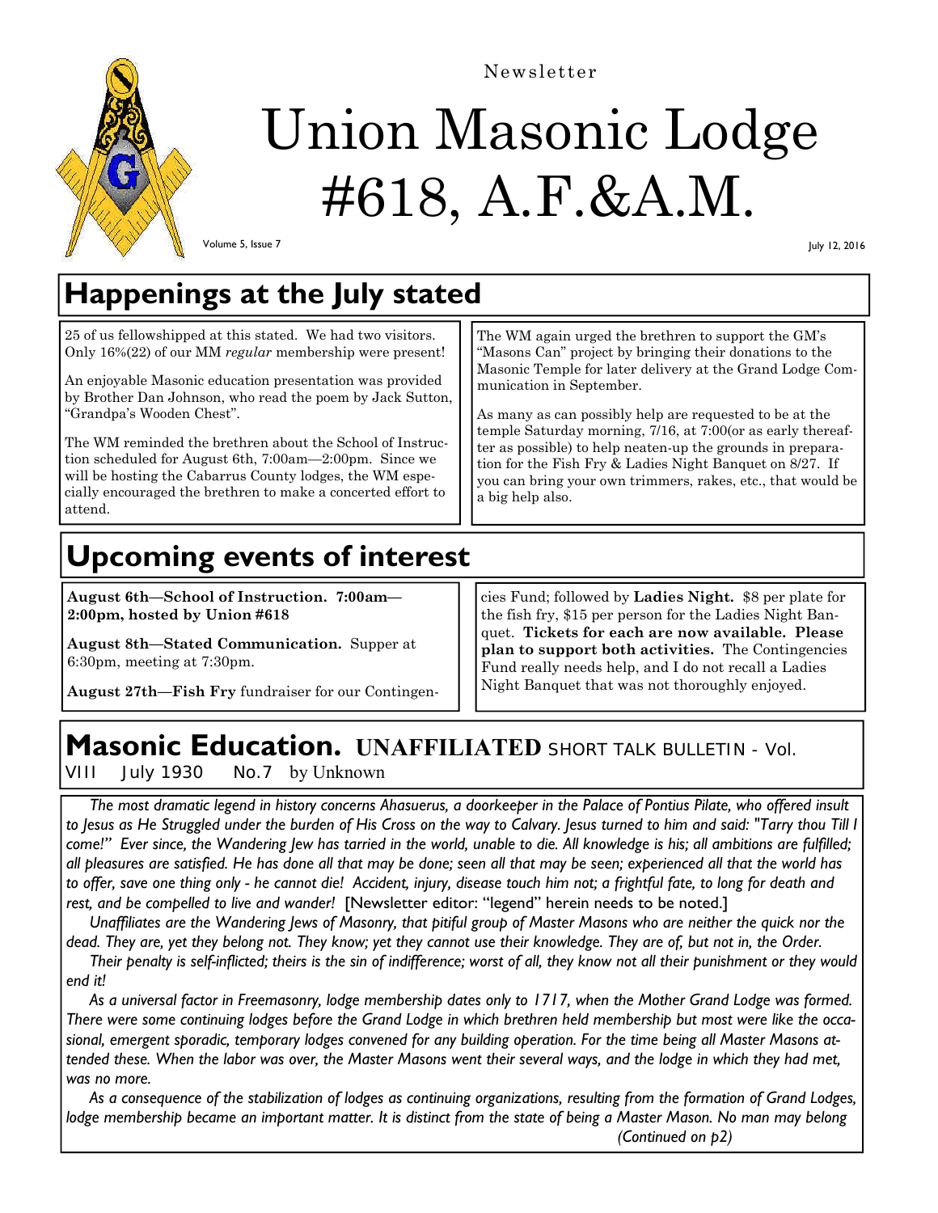Newsletter

# Union Masonic Lodge #618, A.F.&A.M.

Volume 5, Issue 7

July 12, 2016

## Happenings at the July stated

25 of us fellowshipped at this stated. We had two visitors. Only 16%(22) of our MM *regular* membership were present!

An enjoyable Masonic education presentation was provided by Brother Dan Johnson, who read the poem by Jack Sutton, "Grandpa's Wooden Chest".

The WM reminded the brethren about the School of Instruction scheduled for August 6th, 7:00am—2:00pm. Since we will be hosting the Cabarrus County lodges, the WM especially encouraged the brethren to make a concerted effort to attend.

The WM again urged the brethren to support the GM's "Masons Can" project by bringing their donations to the Masonic Temple for later delivery at the Grand Lodge Communication in September.

As many as can possibly help are requested to be at the temple Saturday morning, 7/16, at 7:00(or as early thereafter as possible) to help neaten-up the grounds in preparation for the Fish Fry & Ladies Night Banquet on 8/27. If you can bring your own trimmers, rakes, etc., that would be a big help also.

## Upcoming events of interest

**August 6th—School of Instruction. 7:00am—2:00pm, hosted by Union #618**

**August 8th—Stated Communication.** Supper at 6:30pm, meeting at 7:30pm.

**August 27th—Fish Fry** fundraiser for our Contingencies Fund; followed by **Ladies Night.** $8 per plate for the fish fry, $15 per person for the Ladies Night Banquet. **Tickets for each are now available. Please plan to support both activities.** The Contingencies Fund really needs help, and I do not recall a Ladies Night Banquet that was not thoroughly enjoyed.

## Masonic Education. UNAFFILIATED SHORT TALK BULLETIN - Vol. VIII July 1930 No.7 by Unknown

*The most dramatic legend in history concerns Ahasuerus, a doorkeeper in the Palace of Pontius Pilate, who offered insult to Jesus as He Struggled under the burden of His Cross on the way to Calvary. Jesus turned to him and said: "Tarry thou Till I come!" Ever since, the Wandering Jew has tarried in the world, unable to die. All knowledge is his; all ambitions are fulfilled; all pleasures are satisfied. He has done all that may be done; seen all that may be seen; experienced all that the world has to offer, save one thing only - he cannot die! Accident, injury, disease touch him not; a frightful fate, to long for death and rest, and be compelled to live and wander!* [Newsletter editor: "legend" herein needs to be noted.]

*Unaffiliates are the Wandering Jews of Masonry, that pitiful group of Master Masons who are neither the quick nor the dead. They are, yet they belong not. They know; yet they cannot use their knowledge. They are of, but not in, the Order.*

*Their penalty is self-inflicted; theirs is the sin of indifference; worst of all, they know not all their punishment or they would end it!*

*As a universal factor in Freemasonry, lodge membership dates only to 1717, when the Mother Grand Lodge was formed. There were some continuing lodges before the Grand Lodge in which brethren held membership but most were like the occasional, emergent sporadic, temporary lodges convened for any building operation. For the time being all Master Masons attended these. When the labor was over, the Master Masons went their several ways, and the lodge in which they had met, was no more.*

*As a consequence of the stabilization of lodges as continuing organizations, resulting from the formation of Grand Lodges, lodge membership became an important matter. It is distinct from the state of being a Master Mason. No man may belong*

*(Continued on p2)*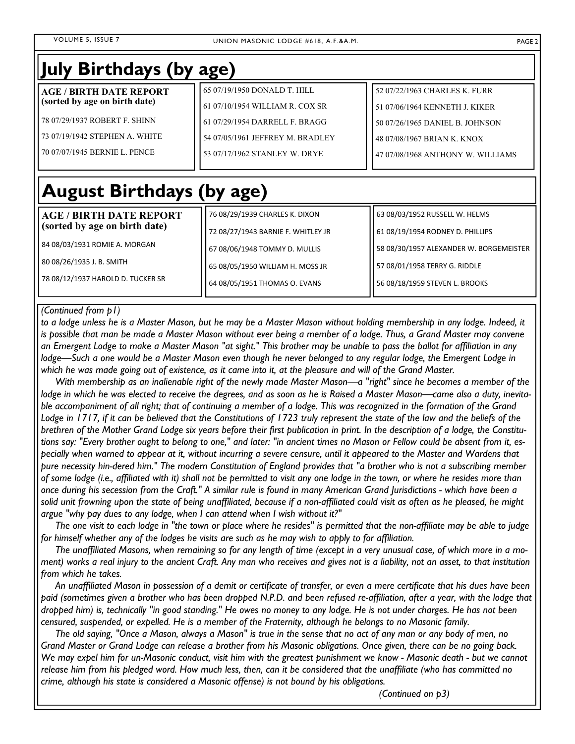# July Birthdays (by age)

**AGE / BIRTH DATE REPORT (sorted by age on birth date)**

78 07/29/1937 ROBERT F. SHINN

73 07/19/1942 STEPHEN A. WHITE

70 07/07/1945 BERNIE L. PENCE

65 07/19/1950 DONALD T. HILL

61 07/10/1954 WILLIAM R. COX SR

61 07/29/1954 DARRELL F. BRAGG

54 07/05/1961 JEFFREY M. BRADLEY

53 07/17/1962 STANLEY W. DRYE

52 07/22/1963 CHARLES K. FURR

51 07/06/1964 KENNETH J. KIKER

50 07/26/1965 DANIEL B. JOHNSON

48 07/08/1967 BRIAN K. KNOX

47 07/08/1968 ANTHONY W. WILLIAMS

# August Birthdays (by age)

**AGE / BIRTH DATE REPORT (sorted by age on birth date)**

84 08/03/1931 ROMIE A. MORGAN

80 08/26/1935 J. B. SMITH

78 08/12/1937 HAROLD D. TUCKER SR

76 08/29/1939 CHARLES K. DIXON

72 08/27/1943 BARNIE F. WHITLEY JR

67 08/06/1948 TOMMY D. MULLIS

65 08/05/1950 WILLIAM H. MOSS JR

64 08/05/1951 THOMAS O. EVANS

63 08/03/1952 RUSSELL W. HELMS

61 08/19/1954 RODNEY D. PHILLIPS

58 08/30/1957 ALEXANDER W. BORGEMEISTER

57 08/01/1958 TERRY G. RIDDLE

56 08/18/1959 STEVEN L. BROOKS

*(Continued from p1)*

*to a lodge unless he is a Master Mason, but he may be a Master Mason without holding membership in any lodge. Indeed, it is possible that man be made a Master Mason without ever being a member of a lodge. Thus, a Grand Master may convene an Emergent Lodge to make a Master Mason "at sight." This brother may be unable to pass the ballot for affiliation in any lodge—Such a one would be a Master Mason even though he never belonged to any regular lodge, the Emergent Lodge in which he was made going out of existence, as it came into it, at the pleasure and will of the Grand Master.*

*With membership as an inalienable right of the newly made Master Mason—a "right" since he becomes a member of the lodge in which he was elected to receive the degrees, and as soon as he is Raised a Master Mason—came also a duty, inevitable accompaniment of all right; that of continuing a member of a lodge. This was recognized in the formation of the Grand Lodge in 1717, if it can be believed that the Constitutions of 1723 truly represent the state of the law and the beliefs of the brethren of the Mother Grand Lodge six years before their first publication in print. In the description of a lodge, the Constitutions say: "Every brother ought to belong to one," and later: "in ancient times no Mason or Fellow could be absent from it, especially when warned to appear at it, without incurring a severe censure, until it appeared to the Master and Wardens that pure necessity hin-dered him." The modern Constitution of England provides that "a brother who is not a subscribing member of some lodge (i.e., affiliated with it) shall not be permitted to visit any one lodge in the town, or where he resides more than once during his secession from the Craft." A similar rule is found in many American Grand Jurisdictions - which have been a solid unit frowning upon the state of being unaffiliated, because if a non-affiliated could visit as often as he pleased, he might argue "why pay dues to any lodge, when I can attend when I wish without it?"*

*The one visit to each lodge in "the town or place where he resides" is permitted that the non-affiliate may be able to judge for himself whether any of the lodges he visits are such as he may wish to apply to for affiliation.*

*The unaffiliated Masons, when remaining so for any length of time (except in a very unusual case, of which more in a moment) works a real injury to the ancient Craft. Any man who receives and gives not is a liability, not an asset, to that institution from which he takes.*

*An unaffiliated Mason in possession of a demit or certificate of transfer, or even a mere certificate that his dues have been paid (sometimes given a brother who has been dropped N.P.D. and been refused re-affiliation, after a year, with the lodge that dropped him) is, technically "in good standing." He owes no money to any lodge. He is not under charges. He has not been censured, suspended, or expelled. He is a member of the Fraternity, although he belongs to no Masonic family.*

*The old saying, "Once a Mason, always a Mason" is true in the sense that no act of any man or any body of men, no Grand Master or Grand Lodge can release a brother from his Masonic obligations. Once given, there can be no going back. We may expel him for un-Masonic conduct, visit him with the greatest punishment we know - Masonic death - but we cannot release him from his pledged word. How much less, then, can it be considered that the unaffiliate (who has committed no crime, although his state is considered a Masonic offense) is not bound by his obligations.*

*(Continued on p3)*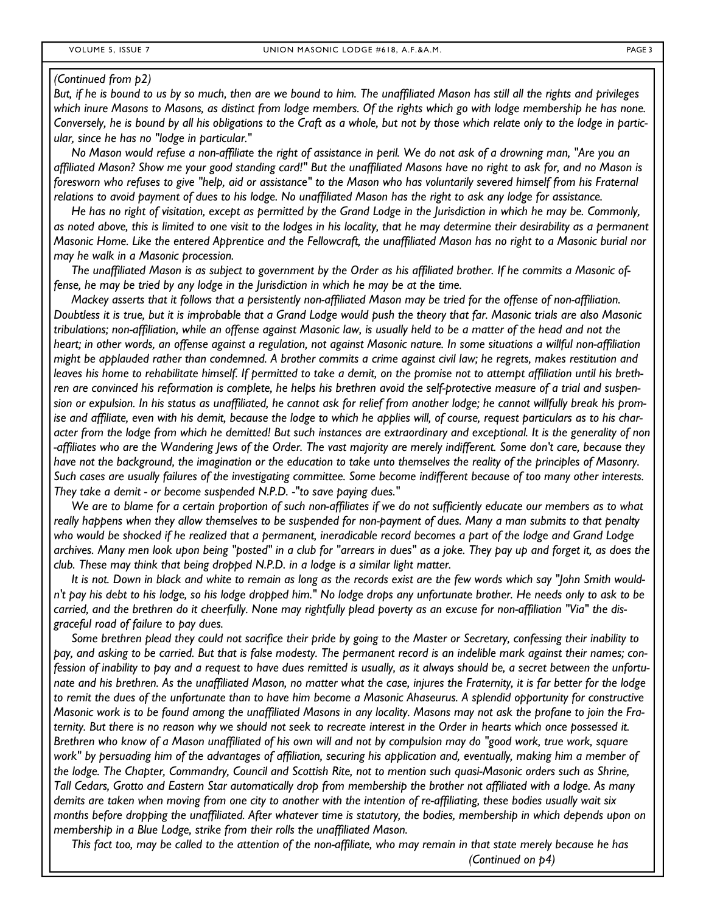*(Continued from p2)*

*But, if he is bound to us by so much, then are we bound to him. The unaffiliated Mason has still all the rights and privileges which inure Masons to Masons, as distinct from lodge members. Of the rights which go with lodge membership he has none. Conversely, he is bound by all his obligations to the Craft as a whole, but not by those which relate only to the lodge in particular, since he has no "lodge in particular."*

*No Mason would refuse a non-affiliate the right of assistance in peril. We do not ask of a drowning man, "Are you an affiliated Mason? Show me your good standing card!" But the unaffiliated Masons have no right to ask for, and no Mason is foresworn who refuses to give "help, aid or assistance" to the Mason who has voluntarily severed himself from his Fraternal relations to avoid payment of dues to his lodge. No unaffiliated Mason has the right to ask any lodge for assistance.*

*He has no right of visitation, except as permitted by the Grand Lodge in the Jurisdiction in which he may be. Commonly, as noted above, this is limited to one visit to the lodges in his locality, that he may determine their desirability as a permanent Masonic Home. Like the entered Apprentice and the Fellowcraft, the unaffiliated Mason has no right to a Masonic burial nor may he walk in a Masonic procession.*

*The unaffiliated Mason is as subject to government by the Order as his affiliated brother. If he commits a Masonic offense, he may be tried by any lodge in the Jurisdiction in which he may be at the time.*

*Mackey asserts that it follows that a persistently non-affiliated Mason may be tried for the offense of non-affiliation. Doubtless it is true, but it is improbable that a Grand Lodge would push the theory that far. Masonic trials are also Masonic tribulations; non-affiliation, while an offense against Masonic law, is usually held to be a matter of the head and not the heart; in other words, an offense against a regulation, not against Masonic nature. In some situations a willful non-affiliation might be applauded rather than condemned. A brother commits a crime against civil law; he regrets, makes restitution and leaves his home to rehabilitate himself. If permitted to take a demit, on the promise not to attempt affiliation until his brethren are convinced his reformation is complete, he helps his brethren avoid the self-protective measure of a trial and suspension or expulsion. In his status as unaffiliated, he cannot ask for relief from another lodge; he cannot willfully break his promise and affiliate, even with his demit, because the lodge to which he applies will, of course, request particulars as to his character from the lodge from which he demitted! But such instances are extraordinary and exceptional. It is the generality of non-affiliates who are the Wandering Jews of the Order. The vast majority are merely indifferent. Some don't care, because they have not the background, the imagination or the education to take unto themselves the reality of the principles of Masonry. Such cases are usually failures of the investigating committee. Some become indifferent because of too many other interests. They take a demit - or become suspended N.P.D. -"to save paying dues."*

*We are to blame for a certain proportion of such non-affiliates if we do not sufficiently educate our members as to what really happens when they allow themselves to be suspended for non-payment of dues. Many a man submits to that penalty who would be shocked if he realized that a permanent, ineradicable record becomes a part of the lodge and Grand Lodge archives. Many men look upon being "posted" in a club for "arrears in dues" as a joke. They pay up and forget it, as does the club. These may think that being dropped N.P.D. in a lodge is a similar light matter.*

*It is not. Down in black and white to remain as long as the records exist are the few words which say "John Smith wouldn't pay his debt to his lodge, so his lodge dropped him." No lodge drops any unfortunate brother. He needs only to ask to be carried, and the brethren do it cheerfully. None may rightfully plead poverty as an excuse for non-affiliation "Via" the disgraceful road of failure to pay dues.*

*Some brethren plead they could not sacrifice their pride by going to the Master or Secretary, confessing their inability to pay, and asking to be carried. But that is false modesty. The permanent record is an indelible mark against their names; confession of inability to pay and a request to have dues remitted is usually, as it always should be, a secret between the unfortunate and his brethren. As the unaffiliated Mason, no matter what the case, injures the Fraternity, it is far better for the lodge to remit the dues of the unfortunate than to have him become a Masonic Ahaseurus. A splendid opportunity for constructive Masonic work is to be found among the unaffiliated Masons in any locality. Masons may not ask the profane to join the Fraternity. But there is no reason why we should not seek to recreate interest in the Order in hearts which once possessed it. Brethren who know of a Mason unaffiliated of his own will and not by compulsion may do "good work, true work, square work" by persuading him of the advantages of affiliation, securing his application and, eventually, making him a member of the lodge. The Chapter, Commandry, Council and Scottish Rite, not to mention such quasi-Masonic orders such as Shrine, Tall Cedars, Grotto and Eastern Star automatically drop from membership the brother not affiliated with a lodge. As many demits are taken when moving from one city to another with the intention of re-affiliating, these bodies usually wait six months before dropping the unaffiliated. After whatever time is statutory, the bodies, membership in which depends upon on membership in a Blue Lodge, strike from their rolls the unaffiliated Mason.*

*This fact too, may be called to the attention of the non-affiliate, who may remain in that state merely because he has*

*(Continued on p4)*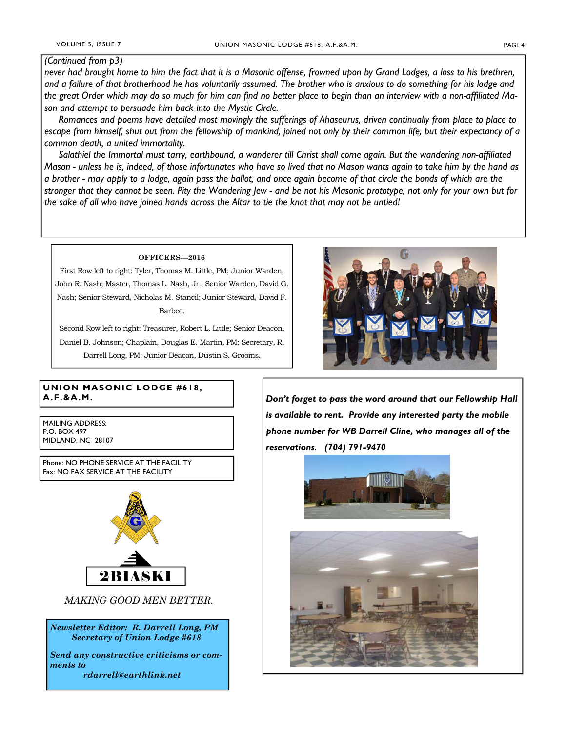*(Continued from p3)*

*never had brought home to him the fact that it is a Masonic offense, frowned upon by Grand Lodges, a loss to his brethren, and a failure of that brotherhood he has voluntarily assumed. The brother who is anxious to do something for his lodge and the great Order which may do so much for him can find no better place to begin than an interview with a non-affiliated Mason and attempt to persuade him back into the Mystic Circle.*

*Romances and poems have detailed most movingly the sufferings of Ahaseurus, driven continually from place to place to escape from himself, shut out from the fellowship of mankind, joined not only by their common life, but their expectancy of a common death, a united immortality.*

*Salathiel the Immortal must tarry, earthbound, a wanderer till Christ shall come again. But the wandering non-affiliated Mason - unless he is, indeed, of those infortunates who have so lived that no Mason wants again to take him by the hand as a brother - may apply to a lodge, again pass the ballot, and once again become of that circle the bonds of which are the stronger that they cannot be seen. Pity the Wandering Jew - and be not his Masonic prototype, not only for your own but for the sake of all who have joined hands across the Altar to tie the knot that may not be untied!*

**OFFICERS—2016**

First Row left to right: Tyler, Thomas M. Little, PM; Junior Warden, John R. Nash; Master, Thomas L. Nash, Jr.; Senior Warden, David G. Nash; Senior Steward, Nicholas M. Stancil; Junior Steward, David F. Barbee.

Second Row left to right: Treasurer, Robert L. Little; Senior Deacon, Daniel B. Johnson; Chaplain, Douglas E. Martin, PM; Secretary, R. Darrell Long, PM; Junior Deacon, Dustin S. Grooms.

**UNION MASONIC LODGE #618, A.F.&A.M.**

MAILING ADDRESS:
P.O. BOX 497
MIDLAND, NC 28107

Phone: NO PHONE SERVICE AT THE FACILITY
Fax: NO FAX SERVICE AT THE FACILITY

2B1ASK1

*MAKING GOOD MEN BETTER.*

***Newsletter Editor: R. Darrell Long, PM***
***Secretary of Union Lodge #618***

***Send any constructive criticisms or comments to***
***rdarrell@earthlink.net***

***Don't forget to pass the word around that our Fellowship Hall is available to rent. Provide any interested party the mobile phone number for WB Darrell Cline, who manages all of the reservations. (704) 791-9470***